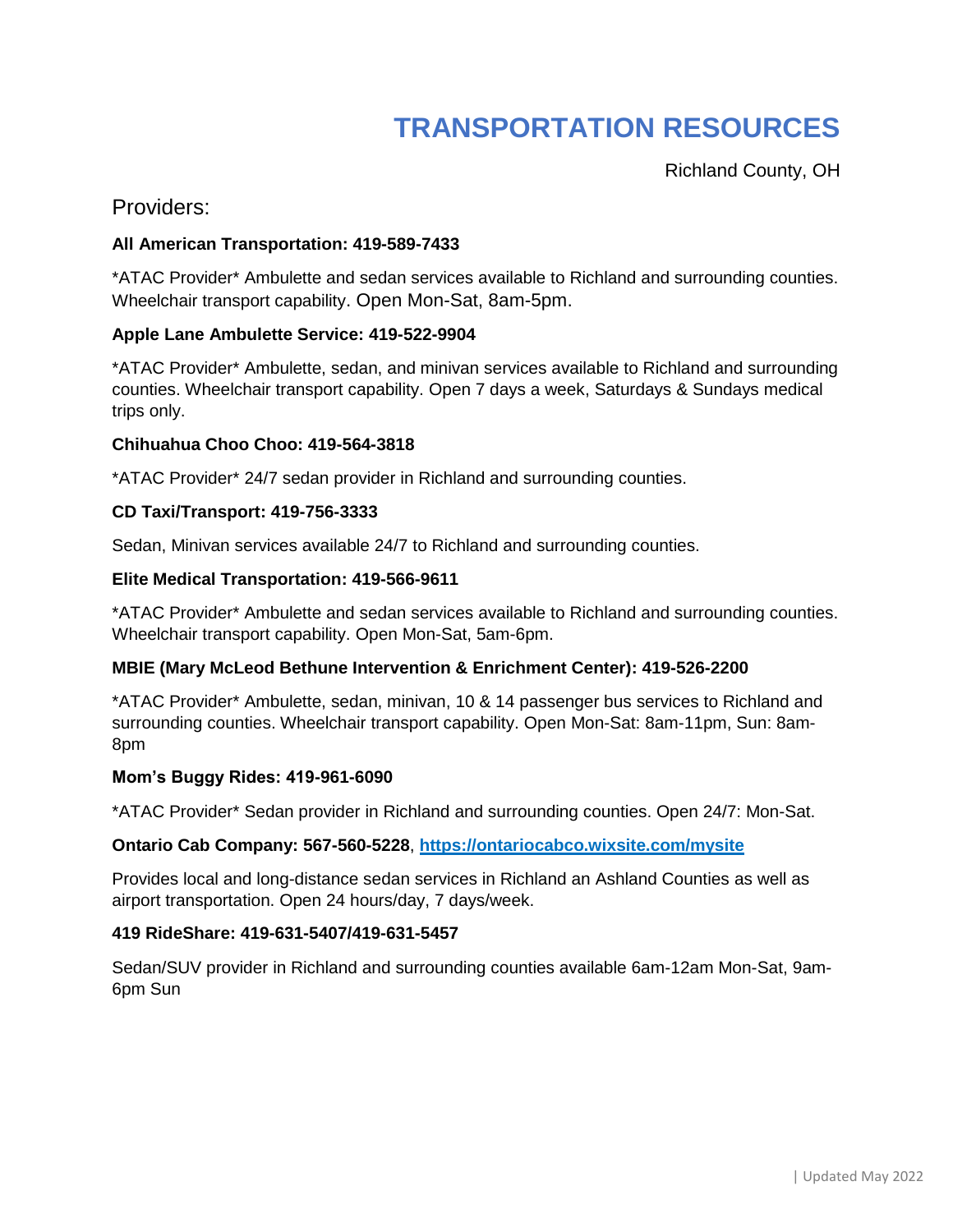# TRANSPORTATION RESOURCES

Richland County, OH

## Providers:

**All American Transportation: 419-589-7433**

*ATAC Provider* Ambulette and sedan services available to Richland and surrounding counties. Wheelchair transport capability. Open Mon-Sat, 8am-5pm.

**Apple Lane Ambulette Service: 419-522-9904**

*ATAC Provider* Ambulette, sedan, and minivan services available to Richland and surrounding counties. Wheelchair transport capability. Open 7 days a week, Saturdays & Sundays medical trips only.

**Chihuahua Choo Choo: 419-564-3818**

*ATAC Provider* 24/7 sedan provider in Richland and surrounding counties.

**CD Taxi/Transport: 419-756-3333**

Sedan, Minivan services available 24/7 to Richland and surrounding counties.

**Elite Medical Transportation: 419-566-9611**

*ATAC Provider* Ambulette and sedan services available to Richland and surrounding counties. Wheelchair transport capability. Open Mon-Sat, 5am-6pm.

**MBIE (Mary McLeod Bethune Intervention & Enrichment Center): 419-526-2200**

*ATAC Provider* Ambulette, sedan, minivan, 10 & 14 passenger bus services to Richland and surrounding counties. Wheelchair transport capability. Open Mon-Sat: 8am-11pm, Sun: 8am-8pm

**Mom's Buggy Rides: 419-961-6090**

*ATAC Provider* Sedan provider in Richland and surrounding counties. Open 24/7: Mon-Sat.

**Ontario Cab Company: 567-560-5228**, **[https://ontariocabco.wixsite.com/mysite](https://ontariocabco.wixsite.com/mysite)**

Provides local and long-distance sedan services in Richland an Ashland Counties as well as airport transportation. Open 24 hours/day, 7 days/week.

**419 RideShare: 419-631-5407/419-631-5457**

Sedan/SUV provider in Richland and surrounding counties available 6am-12am Mon-Sat, 9am-6pm Sun

| Updated May 2022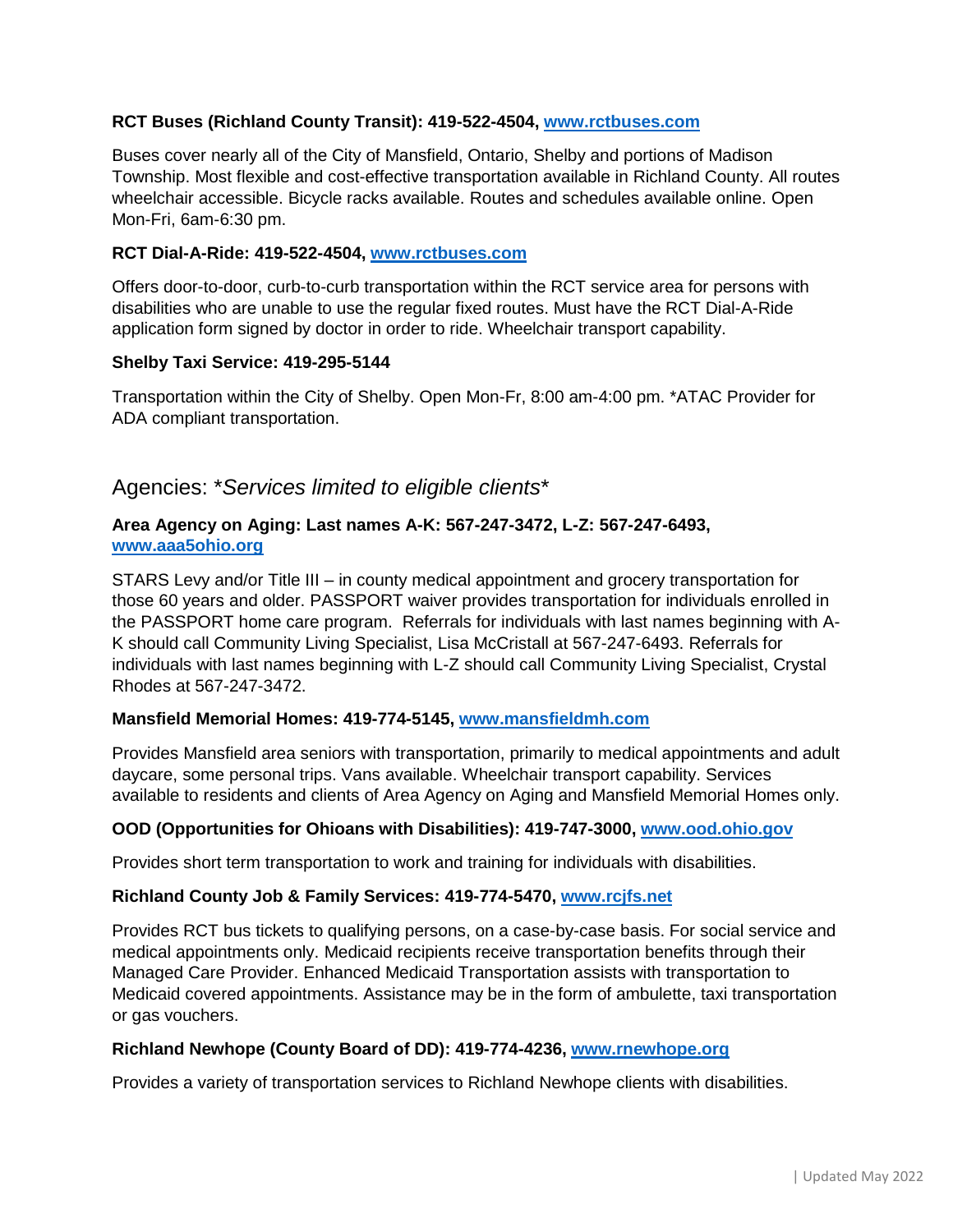**RCT Buses (Richland County Transit): 419-522-4504, [www.rctbuses.com](http://www.rctbuses.com)**

Buses cover nearly all of the City of Mansfield, Ontario, Shelby and portions of Madison Township. Most flexible and cost-effective transportation available in Richland County. All routes wheelchair accessible. Bicycle racks available. Routes and schedules available online. Open Mon-Fri, 6am-6:30 pm.

**RCT Dial-A-Ride: 419-522-4504, [www.rctbuses.com](http://www.rctbuses.com)**

Offers door-to-door, curb-to-curb transportation within the RCT service area for persons with disabilities who are unable to use the regular fixed routes. Must have the RCT Dial-A-Ride application form signed by doctor in order to ride. Wheelchair transport capability.

**Shelby Taxi Service: 419-295-5144**

Transportation within the City of Shelby. Open Mon-Fr, 8:00 am-4:00 pm. *ATAC Provider for ADA compliant transportation.

## Agencies: **Services limited to eligible clients**

**Area Agency on Aging: Last names A-K: 567-247-3472, L-Z: 567-247-6493, [www.aaa5ohio.org](http://www.aaa5ohio.org)**

STARS Levy and/or Title III – in county medical appointment and grocery transportation for those 60 years and older. PASSPORT waiver provides transportation for individuals enrolled in the PASSPORT home care program. Referrals for individuals with last names beginning with A-K should call Community Living Specialist, Lisa McCristall at 567-247-6493. Referrals for individuals with last names beginning with L-Z should call Community Living Specialist, Crystal Rhodes at 567-247-3472.

**Mansfield Memorial Homes: 419-774-5145, [www.mansfieldmh.com](http://www.mansfieldmh.com)**

Provides Mansfield area seniors with transportation, primarily to medical appointments and adult daycare, some personal trips. Vans available. Wheelchair transport capability. Services available to residents and clients of Area Agency on Aging and Mansfield Memorial Homes only.

**OOD (Opportunities for Ohioans with Disabilities): 419-747-3000, [www.ood.ohio.gov](http://www.ood.ohio.gov)**

Provides short term transportation to work and training for individuals with disabilities.

**Richland County Job & Family Services: 419-774-5470, [www.rcjfs.net](http://www.rcjfs.net)**

Provides RCT bus tickets to qualifying persons, on a case-by-case basis. For social service and medical appointments only. Medicaid recipients receive transportation benefits through their Managed Care Provider. Enhanced Medicaid Transportation assists with transportation to Medicaid covered appointments. Assistance may be in the form of ambulette, taxi transportation or gas vouchers.

**Richland Newhope (County Board of DD): 419-774-4236, [www.rnewhope.org](http://www.rnewhope.org)**

Provides a variety of transportation services to Richland Newhope clients with disabilities.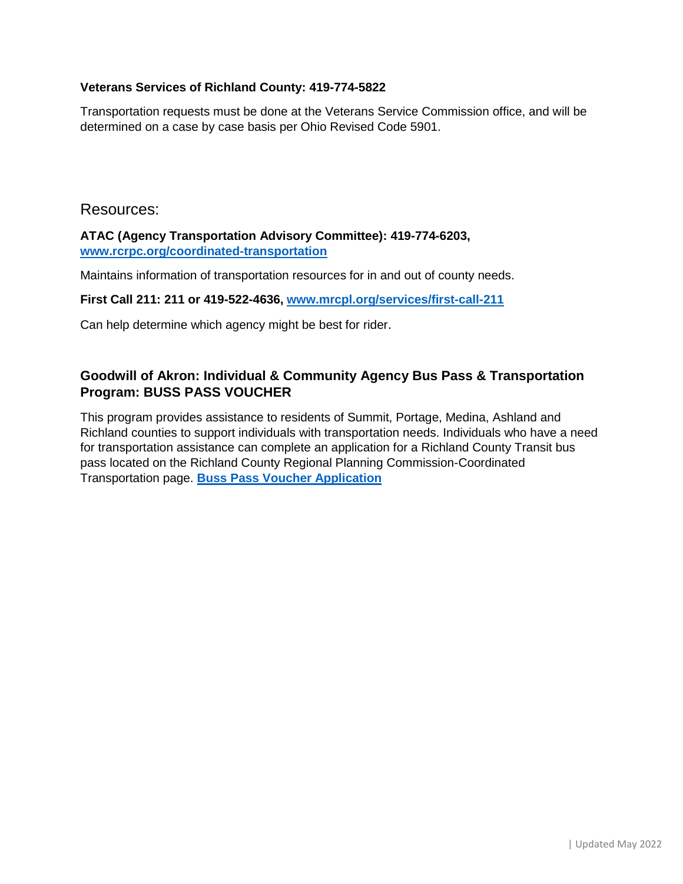**Veterans Services of Richland County: 419-774-5822**

Transportation requests must be done at the Veterans Service Commission office, and will be determined on a case by case basis per Ohio Revised Code 5901.

## Resources:

**ATAC (Agency Transportation Advisory Committee): 419-774-6203, [www.rcrpc.org/coordinated-transportation](www.rcrpc.org/coordinated-transportation)**

Maintains information of transportation resources for in and out of county needs.

**First Call 211: 211 or 419-522-4636, [www.mrcpl.org/services/first-call-211](www.mrcpl.org/services/first-call-211)**

Can help determine which agency might be best for rider.

### Goodwill of Akron: Individual & Community Agency Bus Pass & Transportation Program: BUSS PASS VOUCHER

This program provides assistance to residents of Summit, Portage, Medina, Ashland and Richland counties to support individuals with transportation needs. Individuals who have a need for transportation assistance can complete an application for a Richland County Transit bus pass located on the Richland County Regional Planning Commission-Coordinated Transportation page. **Buss Pass Voucher Application**